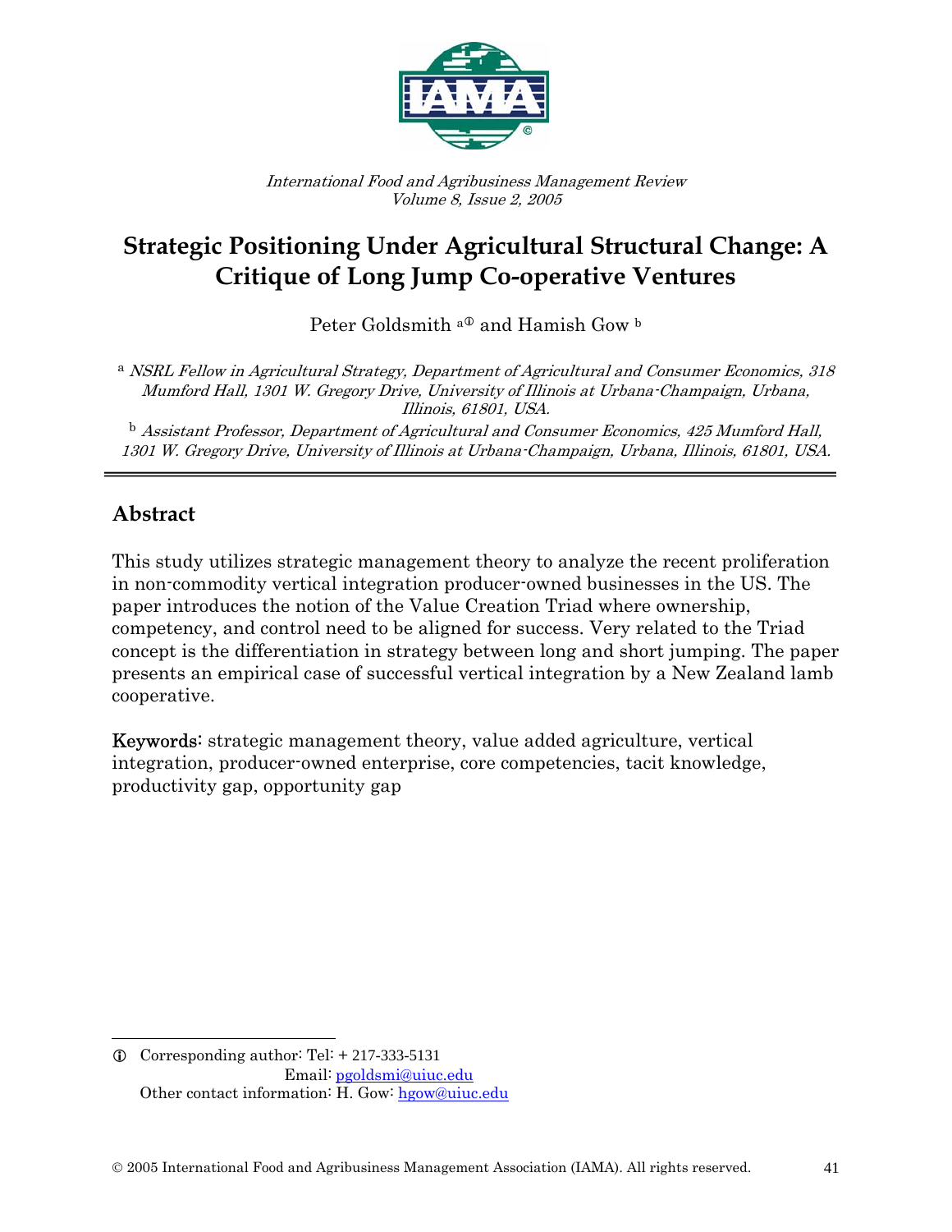*International Food and Agribusiness Management Review*
*Volume 8, Issue 2, 2005*

# Strategic Positioning Under Agricultural Structural Change: A Critique of Long Jump Co-operative Ventures

Peter Goldsmith [a] and Hamish Gow [b]

[a] *NSRL Fellow in Agricultural Strategy, Department of Agricultural and Consumer Economics, 318 Mumford Hall, 1301 W. Gregory Drive, University of Illinois at Urbana-Champaign, Urbana, Illinois, 61801, USA.*

[b] *Assistant Professor, Department of Agricultural and Consumer Economics, 425 Mumford Hall, 1301 W. Gregory Drive, University of Illinois at Urbana-Champaign, Urbana, Illinois, 61801, USA.*

## Abstract

This study utilizes strategic management theory to analyze the recent proliferation in non-commodity vertical integration producer-owned businesses in the US. The paper introduces the notion of the Value Creation Triad where ownership, competency, and control need to be aligned for success. Very related to the Triad concept is the differentiation in strategy between long and short jumping. The paper presents an empirical case of successful vertical integration by a New Zealand lamb cooperative.

**Keywords:** strategic management theory, value added agriculture, vertical integration, producer-owned enterprise, core competencies, tacit knowledge, productivity gap, opportunity gap

---

Corresponding author: Tel: + 217-333-5131
Email: pgoldsmi@uiuc.edu
Other contact information: H. Gow: hgow@uiuc.edu

© 2005 International Food and Agribusiness Management Association (IAMA). All rights reserved.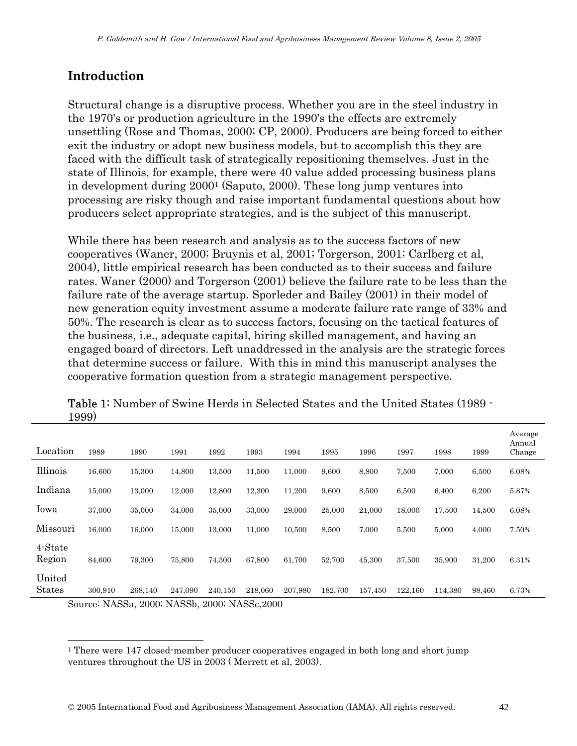## Introduction

Structural change is a disruptive process. Whether you are in the steel industry in the 1970's or production agriculture in the 1990's the effects are extremely unsettling (Rose and Thomas, 2000; CP, 2000). Producers are being forced to either exit the industry or adopt new business models, but to accomplish this they are faced with the difficult task of strategically repositioning themselves. Just in the state of Illinois, for example, there were 40 value added processing business plans in development during 2000[1] (Saputo, 2000). These long jump ventures into processing are risky though and raise important fundamental questions about how producers select appropriate strategies, and is the subject of this manuscript.

While there has been research and analysis as to the success factors of new cooperatives (Waner, 2000; Bruynis et al, 2001; Torgerson, 2001; Carlberg et al, 2004), little empirical research has been conducted as to their success and failure rates. Waner (2000) and Torgerson (2001) believe the failure rate to be less than the failure rate of the average startup. Sporleder and Bailey (2001) in their model of new generation equity investment assume a moderate failure rate range of 33% and 50%. The research is clear as to success factors, focusing on the tactical features of the business, i.e., adequate capital, hiring skilled management, and having an engaged board of directors. Left unaddressed in the analysis are the strategic forces that determine success or failure. With this in mind this manuscript analyses the cooperative formation question from a strategic management perspective.

**Table 1**: Number of Swine Herds in Selected States and the United States (1989 - 1999)

| Location | 1989 | 1990 | 1991 | 1992 | 1993 | 1994 | 1995 | 1996 | 1997 | 1998 | 1999 | Average Annual Change |
|---|---|---|---|---|---|---|---|---|---|---|---|---|
| Illinois | 16,600 | 15,300 | 14,800 | 13,500 | 11,500 | 11,000 | 9,600 | 8,800 | 7,500 | 7,000 | 6,500 | 6.08% |
| Indiana | 15,000 | 13,000 | 12,000 | 12,800 | 12,300 | 11,200 | 9,600 | 8,500 | 6,500 | 6,400 | 6,200 | 5.87% |
| Iowa | 37,000 | 35,000 | 34,000 | 35,000 | 33,000 | 29,000 | 25,000 | 21,000 | 18,000 | 17,500 | 14,500 | 6.08% |
| Missouri | 16,000 | 16,000 | 15,000 | 13,000 | 11,000 | 10,500 | 8,500 | 7,000 | 5,500 | 5,000 | 4,000 | 7.50% |
| 4-State Region | 84,600 | 79,300 | 75,800 | 74,300 | 67,800 | 61,700 | 52,700 | 45,300 | 37,500 | 35,900 | 31,200 | 6.31% |
| United States | 300,910 | 268,140 | 247,090 | 240,150 | 218,060 | 207,980 | 182,700 | 157,450 | 122,160 | 114,380 | 98,460 | 6.73% |

Source: NASSa, 2000; NASSb, 2000; NASSc,2000

[1] There were 147 closed-member producer cooperatives engaged in both long and short jump ventures throughout the US in 2003 ( Merrett et al, 2003).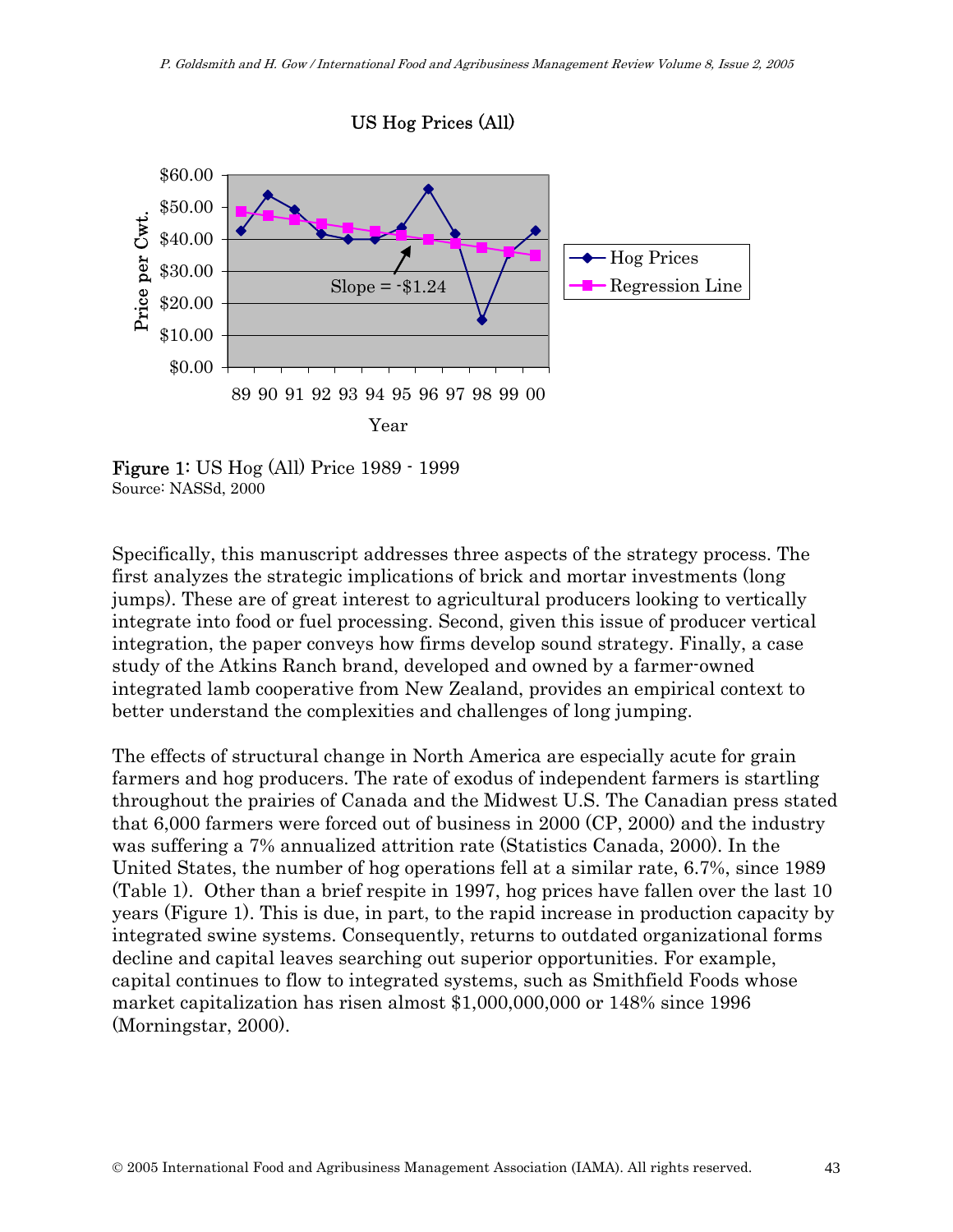Figure 1: US Hog (All) Price 1989 - 1999
Source: NASSd, 2000

Specifically, this manuscript addresses three aspects of the strategy process. The first analyzes the strategic implications of brick and mortar investments (long jumps). These are of great interest to agricultural producers looking to vertically integrate into food or fuel processing. Second, given this issue of producer vertical integration, the paper conveys how firms develop sound strategy. Finally, a case study of the Atkins Ranch brand, developed and owned by a farmer-owned integrated lamb cooperative from New Zealand, provides an empirical context to better understand the complexities and challenges of long jumping.

The effects of structural change in North America are especially acute for grain farmers and hog producers. The rate of exodus of independent farmers is startling throughout the prairies of Canada and the Midwest U.S. The Canadian press stated that 6,000 farmers were forced out of business in 2000 (CP, 2000) and the industry was suffering a 7% annualized attrition rate (Statistics Canada, 2000). In the United States, the number of hog operations fell at a similar rate, 6.7%, since 1989 (Table 1). Other than a brief respite in 1997, hog prices have fallen over the last 10 years (Figure 1). This is due, in part, to the rapid increase in production capacity by integrated swine systems. Consequently, returns to outdated organizational forms decline and capital leaves searching out superior opportunities. For example, capital continues to flow to integrated systems, such as Smithfield Foods whose market capitalization has risen almost $1,000,000,000 or 148% since 1996 (Morningstar, 2000).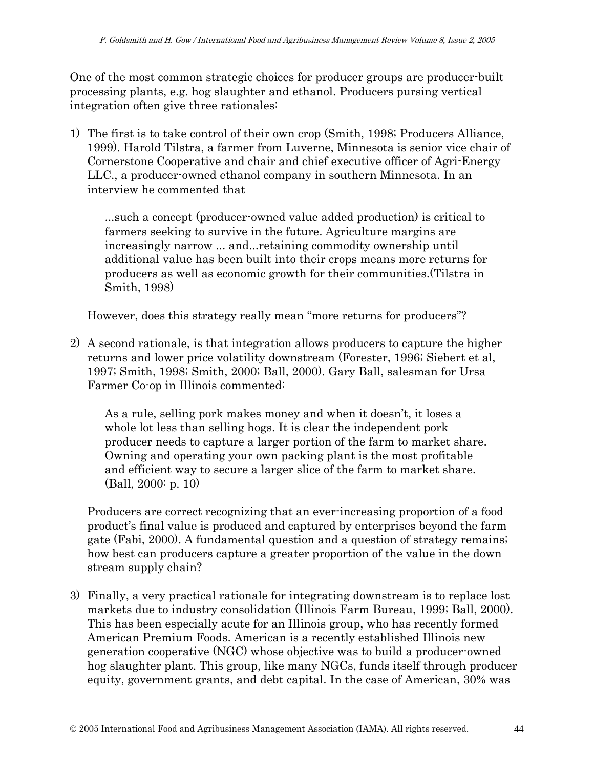One of the most common strategic choices for producer groups are producer-built processing plants, e.g. hog slaughter and ethanol. Producers pursing vertical integration often give three rationales:

1) The first is to take control of their own crop (Smith, 1998; Producers Alliance, 1999). Harold Tilstra, a farmer from Luverne, Minnesota is senior vice chair of Cornerstone Cooperative and chair and chief executive officer of Agri-Energy LLC., a producer-owned ethanol company in southern Minnesota. In an interview he commented that

   > ...such a concept (producer-owned value added production) is critical to farmers seeking to survive in the future. Agriculture margins are increasingly narrow ... and...retaining commodity ownership until additional value has been built into their crops means more returns for producers as well as economic growth for their communities.(Tilstra in Smith, 1998)

   However, does this strategy really mean "more returns for producers"?

2) A second rationale, is that integration allows producers to capture the higher returns and lower price volatility downstream (Forester, 1996; Siebert et al, 1997; Smith, 1998; Smith, 2000; Ball, 2000). Gary Ball, salesman for Ursa Farmer Co-op in Illinois commented:

   > As a rule, selling pork makes money and when it doesn't, it loses a whole lot less than selling hogs. It is clear the independent pork producer needs to capture a larger portion of the farm to market share. Owning and operating your own packing plant is the most profitable and efficient way to secure a larger slice of the farm to market share. (Ball, 2000: p. 10)

   Producers are correct recognizing that an ever-increasing proportion of a food product's final value is produced and captured by enterprises beyond the farm gate (Fabi, 2000). A fundamental question and a question of strategy remains; how best can producers capture a greater proportion of the value in the down stream supply chain?

3) Finally, a very practical rationale for integrating downstream is to replace lost markets due to industry consolidation (Illinois Farm Bureau, 1999; Ball, 2000). This has been especially acute for an Illinois group, who has recently formed American Premium Foods. American is a recently established Illinois new generation cooperative (NGC) whose objective was to build a producer-owned hog slaughter plant. This group, like many NGCs, funds itself through producer equity, government grants, and debt capital. In the case of American, 30% was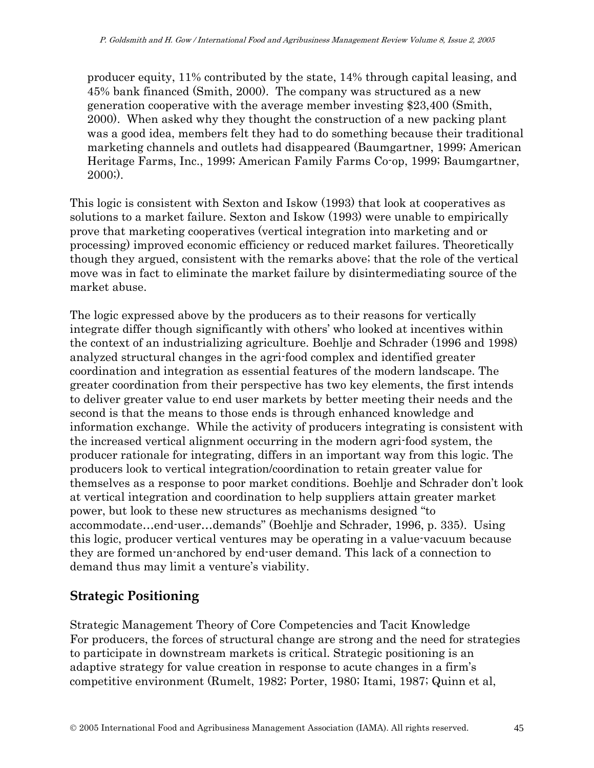producer equity, 11% contributed by the state, 14% through capital leasing, and 45% bank financed (Smith, 2000). The company was structured as a new generation cooperative with the average member investing $23,400 (Smith, 2000). When asked why they thought the construction of a new packing plant was a good idea, members felt they had to do something because their traditional marketing channels and outlets had disappeared (Baumgartner, 1999; American Heritage Farms, Inc., 1999; American Family Farms Co-op, 1999; Baumgartner, 2000;).

This logic is consistent with Sexton and Iskow (1993) that look at cooperatives as solutions to a market failure. Sexton and Iskow (1993) were unable to empirically prove that marketing cooperatives (vertical integration into marketing and or processing) improved economic efficiency or reduced market failures. Theoretically though they argued, consistent with the remarks above; that the role of the vertical move was in fact to eliminate the market failure by disintermediating source of the market abuse.

The logic expressed above by the producers as to their reasons for vertically integrate differ though significantly with others' who looked at incentives within the context of an industrializing agriculture. Boehlje and Schrader (1996 and 1998) analyzed structural changes in the agri-food complex and identified greater coordination and integration as essential features of the modern landscape. The greater coordination from their perspective has two key elements, the first intends to deliver greater value to end user markets by better meeting their needs and the second is that the means to those ends is through enhanced knowledge and information exchange. While the activity of producers integrating is consistent with the increased vertical alignment occurring in the modern agri-food system, the producer rationale for integrating, differs in an important way from this logic. The producers look to vertical integration/coordination to retain greater value for themselves as a response to poor market conditions. Boehlje and Schrader don't look at vertical integration and coordination to help suppliers attain greater market power, but look to these new structures as mechanisms designed "to accommodate…end-user…demands" (Boehlje and Schrader, 1996, p. 335). Using this logic, producer vertical ventures may be operating in a value-vacuum because they are formed un-anchored by end-user demand. This lack of a connection to demand thus may limit a venture's viability.

## Strategic Positioning

Strategic Management Theory of Core Competencies and Tacit Knowledge

For producers, the forces of structural change are strong and the need for strategies to participate in downstream markets is critical. Strategic positioning is an adaptive strategy for value creation in response to acute changes in a firm's competitive environment (Rumelt, 1982; Porter, 1980; Itami, 1987; Quinn et al,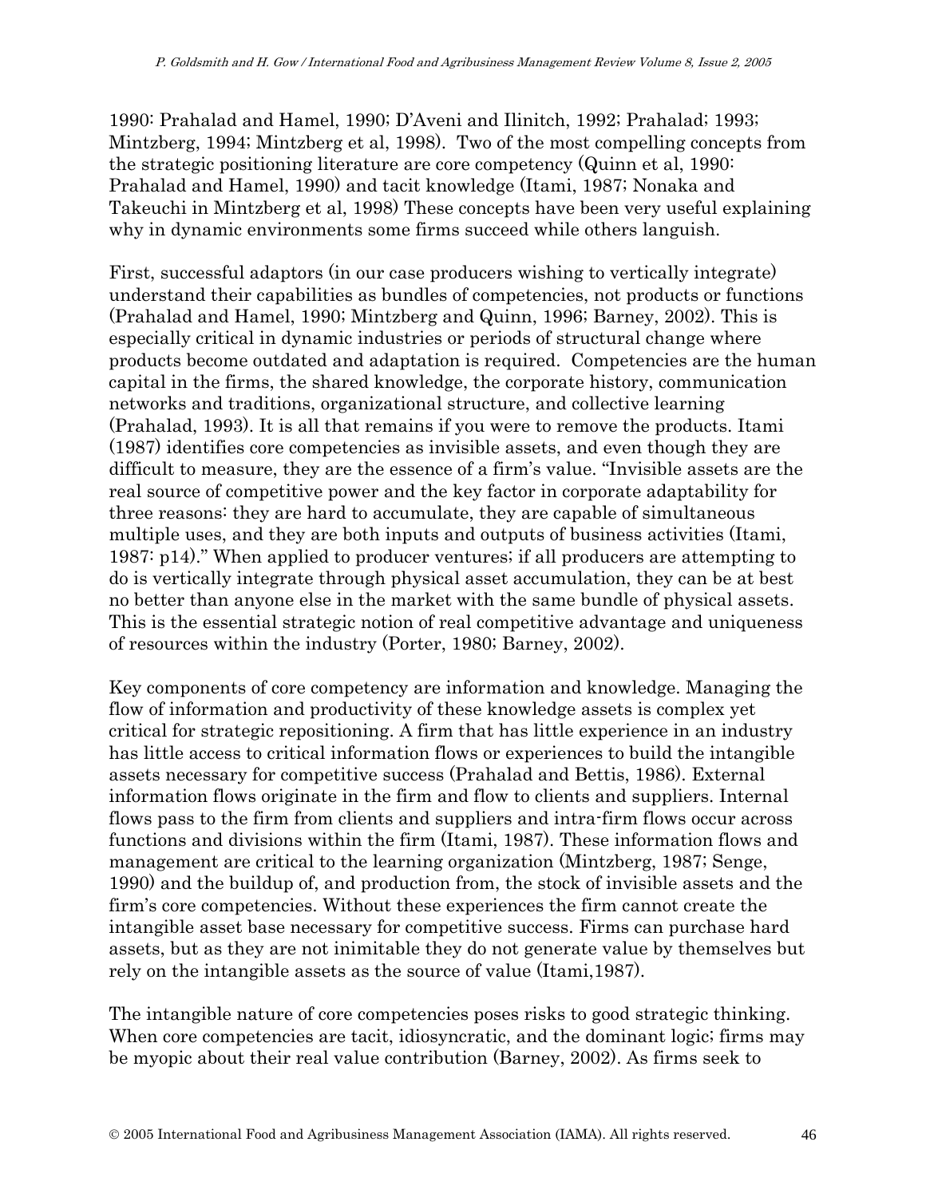1990: Prahalad and Hamel, 1990; D'Aveni and Ilinitch, 1992; Prahalad; 1993; Mintzberg, 1994; Mintzberg et al, 1998). Two of the most compelling concepts from the strategic positioning literature are core competency (Quinn et al, 1990: Prahalad and Hamel, 1990) and tacit knowledge (Itami, 1987; Nonaka and Takeuchi in Mintzberg et al, 1998) These concepts have been very useful explaining why in dynamic environments some firms succeed while others languish.

First, successful adaptors (in our case producers wishing to vertically integrate) understand their capabilities as bundles of competencies, not products or functions (Prahalad and Hamel, 1990; Mintzberg and Quinn, 1996; Barney, 2002). This is especially critical in dynamic industries or periods of structural change where products become outdated and adaptation is required. Competencies are the human capital in the firms, the shared knowledge, the corporate history, communication networks and traditions, organizational structure, and collective learning (Prahalad, 1993). It is all that remains if you were to remove the products. Itami (1987) identifies core competencies as invisible assets, and even though they are difficult to measure, they are the essence of a firm's value. "Invisible assets are the real source of competitive power and the key factor in corporate adaptability for three reasons: they are hard to accumulate, they are capable of simultaneous multiple uses, and they are both inputs and outputs of business activities (Itami, 1987: p14)." When applied to producer ventures; if all producers are attempting to do is vertically integrate through physical asset accumulation, they can be at best no better than anyone else in the market with the same bundle of physical assets. This is the essential strategic notion of real competitive advantage and uniqueness of resources within the industry (Porter, 1980; Barney, 2002).

Key components of core competency are information and knowledge. Managing the flow of information and productivity of these knowledge assets is complex yet critical for strategic repositioning. A firm that has little experience in an industry has little access to critical information flows or experiences to build the intangible assets necessary for competitive success (Prahalad and Bettis, 1986). External information flows originate in the firm and flow to clients and suppliers. Internal flows pass to the firm from clients and suppliers and intra-firm flows occur across functions and divisions within the firm (Itami, 1987). These information flows and management are critical to the learning organization (Mintzberg, 1987; Senge, 1990) and the buildup of, and production from, the stock of invisible assets and the firm's core competencies. Without these experiences the firm cannot create the intangible asset base necessary for competitive success. Firms can purchase hard assets, but as they are not inimitable they do not generate value by themselves but rely on the intangible assets as the source of value (Itami,1987).

The intangible nature of core competencies poses risks to good strategic thinking. When core competencies are tacit, idiosyncratic, and the dominant logic; firms may be myopic about their real value contribution (Barney, 2002). As firms seek to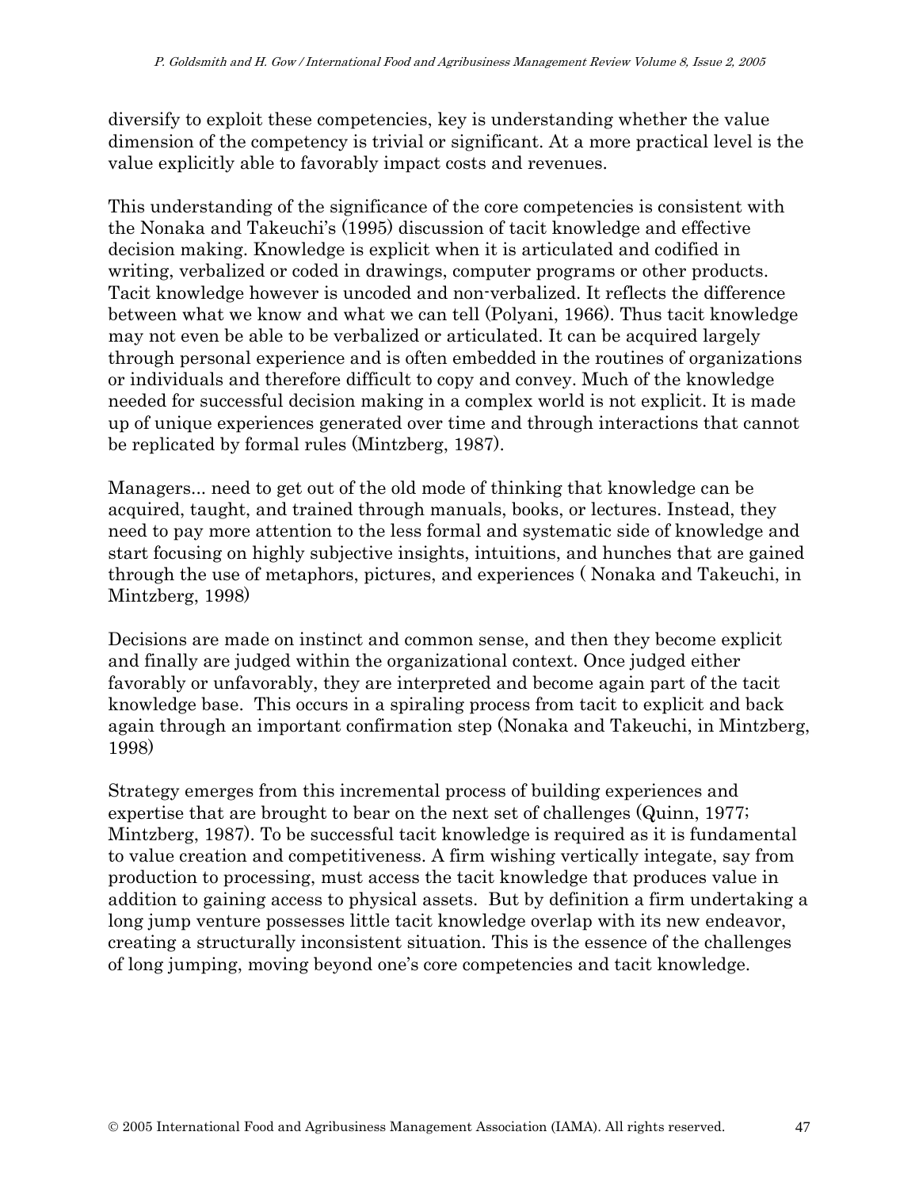diversify to exploit these competencies, key is understanding whether the value dimension of the competency is trivial or significant. At a more practical level is the value explicitly able to favorably impact costs and revenues.

This understanding of the significance of the core competencies is consistent with the Nonaka and Takeuchi's (1995) discussion of tacit knowledge and effective decision making. Knowledge is explicit when it is articulated and codified in writing, verbalized or coded in drawings, computer programs or other products. Tacit knowledge however is uncoded and non-verbalized. It reflects the difference between what we know and what we can tell (Polyani, 1966). Thus tacit knowledge may not even be able to be verbalized or articulated. It can be acquired largely through personal experience and is often embedded in the routines of organizations or individuals and therefore difficult to copy and convey. Much of the knowledge needed for successful decision making in a complex world is not explicit. It is made up of unique experiences generated over time and through interactions that cannot be replicated by formal rules (Mintzberg, 1987).

Managers... need to get out of the old mode of thinking that knowledge can be acquired, taught, and trained through manuals, books, or lectures. Instead, they need to pay more attention to the less formal and systematic side of knowledge and start focusing on highly subjective insights, intuitions, and hunches that are gained through the use of metaphors, pictures, and experiences ( Nonaka and Takeuchi, in Mintzberg, 1998)

Decisions are made on instinct and common sense, and then they become explicit and finally are judged within the organizational context. Once judged either favorably or unfavorably, they are interpreted and become again part of the tacit knowledge base. This occurs in a spiraling process from tacit to explicit and back again through an important confirmation step (Nonaka and Takeuchi, in Mintzberg, 1998)

Strategy emerges from this incremental process of building experiences and expertise that are brought to bear on the next set of challenges (Quinn, 1977; Mintzberg, 1987). To be successful tacit knowledge is required as it is fundamental to value creation and competitiveness. A firm wishing vertically integate, say from production to processing, must access the tacit knowledge that produces value in addition to gaining access to physical assets. But by definition a firm undertaking a long jump venture possesses little tacit knowledge overlap with its new endeavor, creating a structurally inconsistent situation. This is the essence of the challenges of long jumping, moving beyond one's core competencies and tacit knowledge.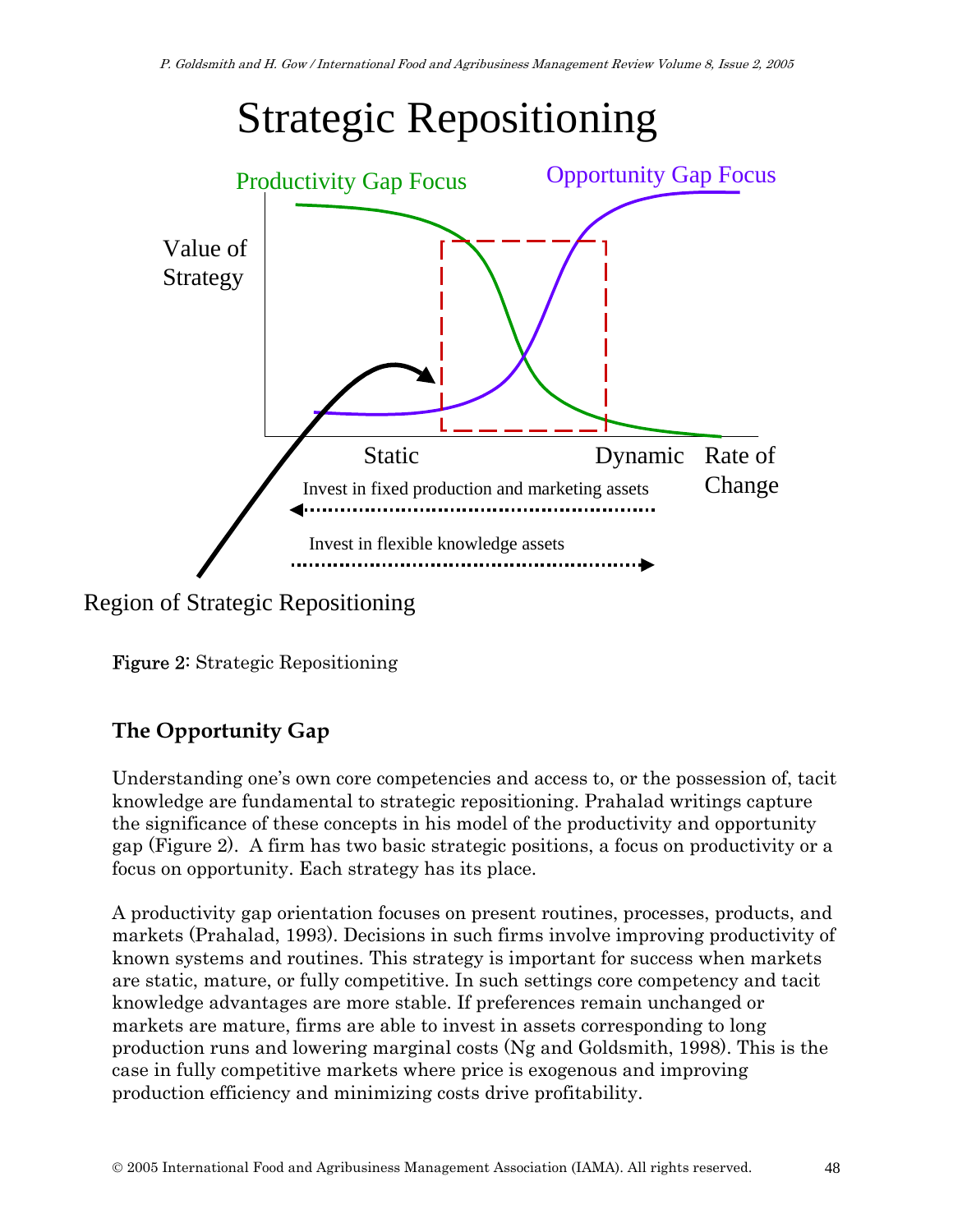Figure 2: Strategic Repositioning

## The Opportunity Gap

Understanding one's own core competencies and access to, or the possession of, tacit knowledge are fundamental to strategic repositioning. Prahalad writings capture the significance of these concepts in his model of the productivity and opportunity gap (Figure 2). A firm has two basic strategic positions, a focus on productivity or a focus on opportunity. Each strategy has its place.

A productivity gap orientation focuses on present routines, processes, products, and markets (Prahalad, 1993). Decisions in such firms involve improving productivity of known systems and routines. This strategy is important for success when markets are static, mature, or fully competitive. In such settings core competency and tacit knowledge advantages are more stable. If preferences remain unchanged or markets are mature, firms are able to invest in assets corresponding to long production runs and lowering marginal costs (Ng and Goldsmith, 1998). This is the case in fully competitive markets where price is exogenous and improving production efficiency and minimizing costs drive profitability.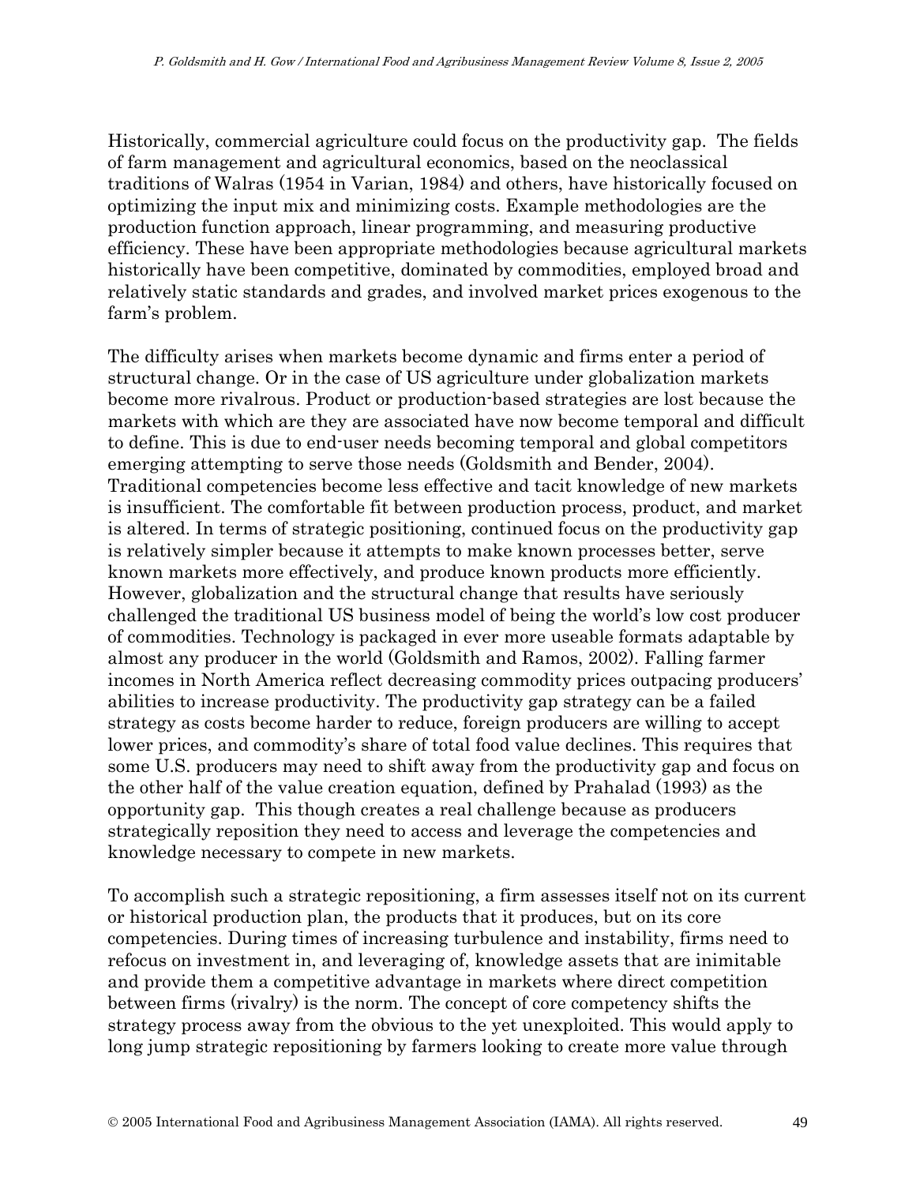Historically, commercial agriculture could focus on the productivity gap. The fields of farm management and agricultural economics, based on the neoclassical traditions of Walras (1954 in Varian, 1984) and others, have historically focused on optimizing the input mix and minimizing costs. Example methodologies are the production function approach, linear programming, and measuring productive efficiency. These have been appropriate methodologies because agricultural markets historically have been competitive, dominated by commodities, employed broad and relatively static standards and grades, and involved market prices exogenous to the farm's problem.

The difficulty arises when markets become dynamic and firms enter a period of structural change. Or in the case of US agriculture under globalization markets become more rivalrous. Product or production-based strategies are lost because the markets with which are they are associated have now become temporal and difficult to define. This is due to end-user needs becoming temporal and global competitors emerging attempting to serve those needs (Goldsmith and Bender, 2004). Traditional competencies become less effective and tacit knowledge of new markets is insufficient. The comfortable fit between production process, product, and market is altered. In terms of strategic positioning, continued focus on the productivity gap is relatively simpler because it attempts to make known processes better, serve known markets more effectively, and produce known products more efficiently. However, globalization and the structural change that results have seriously challenged the traditional US business model of being the world's low cost producer of commodities. Technology is packaged in ever more useable formats adaptable by almost any producer in the world (Goldsmith and Ramos, 2002). Falling farmer incomes in North America reflect decreasing commodity prices outpacing producers' abilities to increase productivity. The productivity gap strategy can be a failed strategy as costs become harder to reduce, foreign producers are willing to accept lower prices, and commodity's share of total food value declines. This requires that some U.S. producers may need to shift away from the productivity gap and focus on the other half of the value creation equation, defined by Prahalad (1993) as the opportunity gap. This though creates a real challenge because as producers strategically reposition they need to access and leverage the competencies and knowledge necessary to compete in new markets.

To accomplish such a strategic repositioning, a firm assesses itself not on its current or historical production plan, the products that it produces, but on its core competencies. During times of increasing turbulence and instability, firms need to refocus on investment in, and leveraging of, knowledge assets that are inimitable and provide them a competitive advantage in markets where direct competition between firms (rivalry) is the norm. The concept of core competency shifts the strategy process away from the obvious to the yet unexploited. This would apply to long jump strategic repositioning by farmers looking to create more value through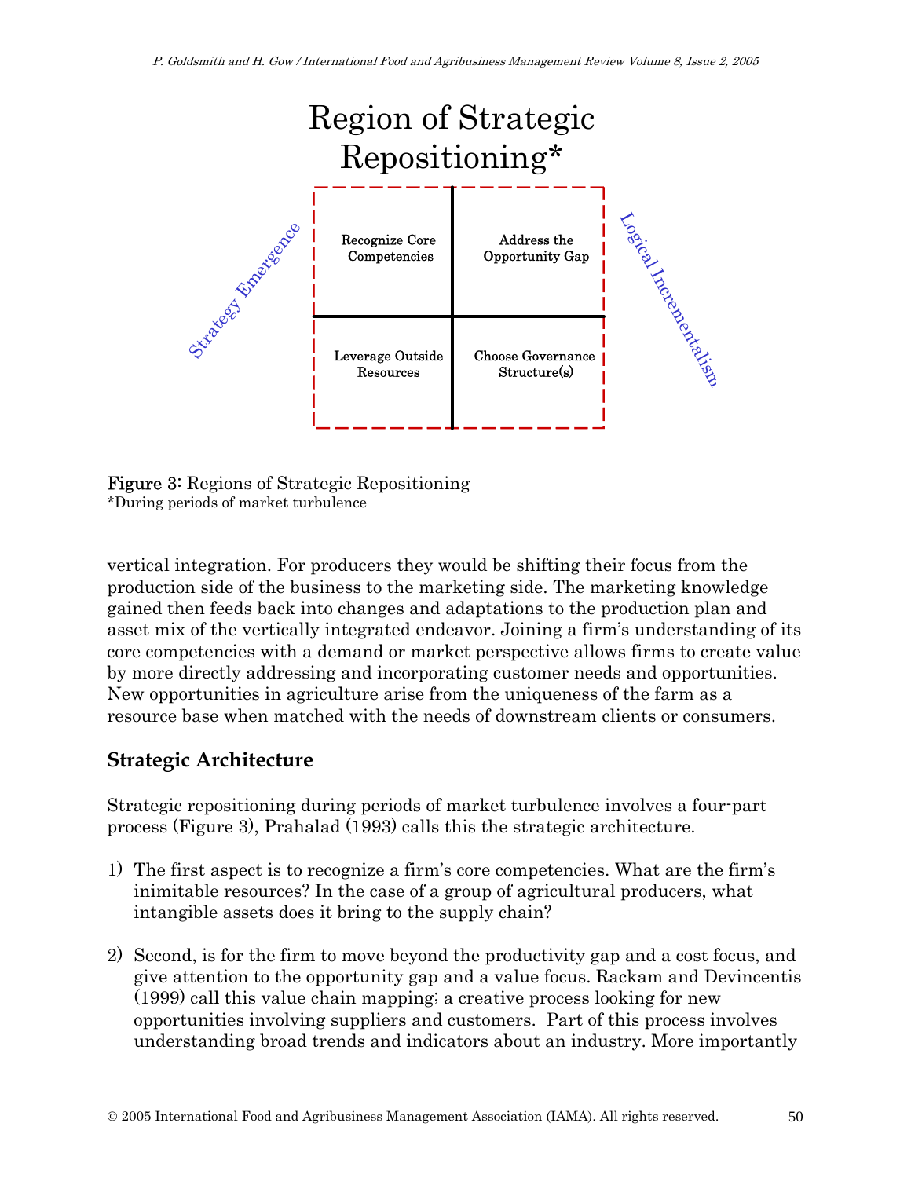Region of Strategic Repositioning*

Strategy Emergence

| Recognize Core Competencies | Address the Opportunity Gap |
| --- | --- |
| Leverage Outside Resources | Choose Governance Structure(s) |

Logical Incrementalism

**Figure 3:** Regions of Strategic Repositioning
*During periods of market turbulence

vertical integration. For producers they would be shifting their focus from the production side of the business to the marketing side. The marketing knowledge gained then feeds back into changes and adaptations to the production plan and asset mix of the vertically integrated endeavor. Joining a firm's understanding of its core competencies with a demand or market perspective allows firms to create value by more directly addressing and incorporating customer needs and opportunities. New opportunities in agriculture arise from the uniqueness of the farm as a resource base when matched with the needs of downstream clients or consumers.

## Strategic Architecture

Strategic repositioning during periods of market turbulence involves a four-part process (Figure 3), Prahalad (1993) calls this the strategic architecture.

1) The first aspect is to recognize a firm's core competencies. What are the firm's inimitable resources? In the case of a group of agricultural producers, what intangible assets does it bring to the supply chain?

2) Second, is for the firm to move beyond the productivity gap and a cost focus, and give attention to the opportunity gap and a value focus. Rackam and Devincentis (1999) call this value chain mapping; a creative process looking for new opportunities involving suppliers and customers. Part of this process involves understanding broad trends and indicators about an industry. More importantly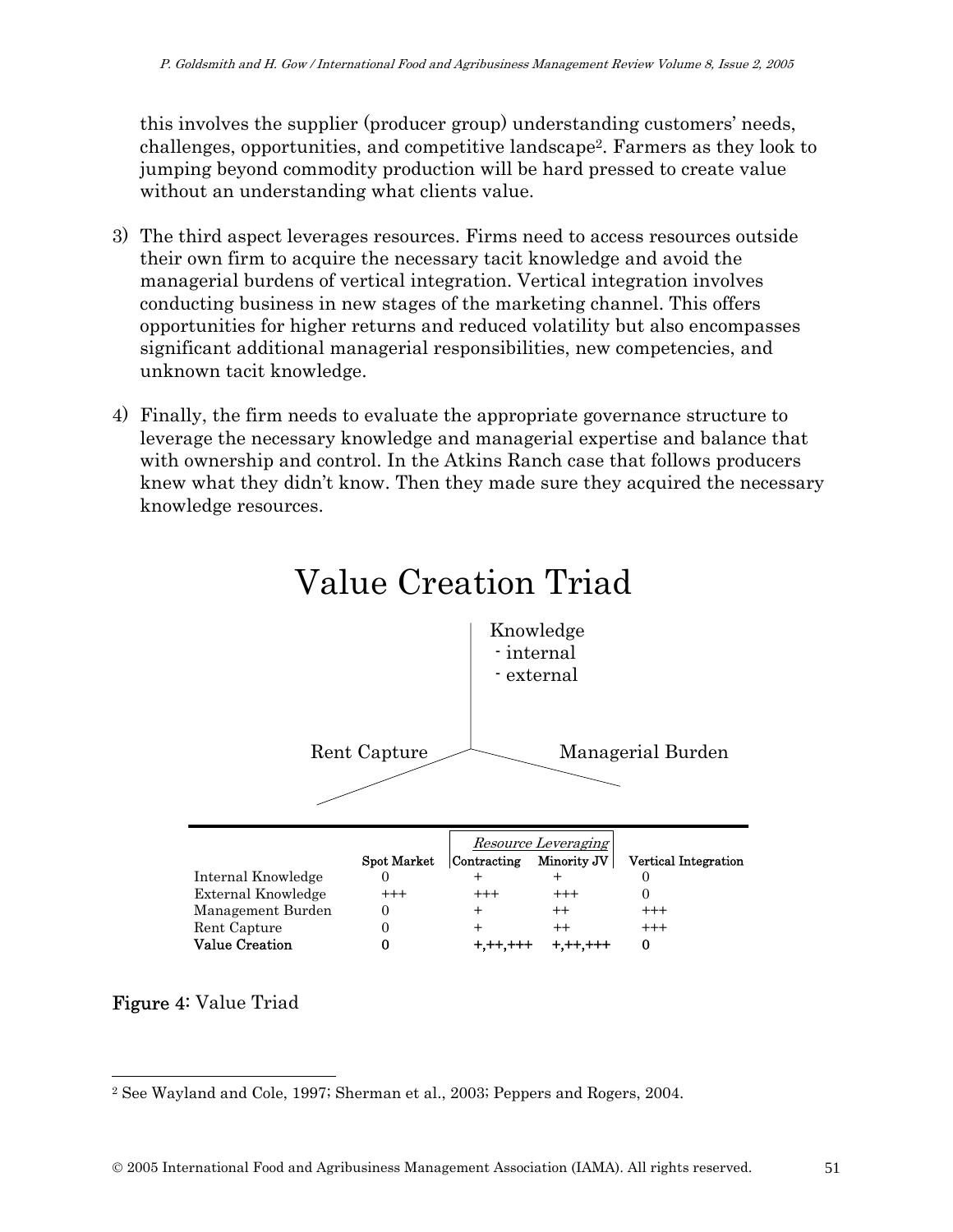this involves the supplier (producer group) understanding customers' needs, challenges, opportunities, and competitive landscape[2]. Farmers as they look to jumping beyond commodity production will be hard pressed to create value without an understanding what clients value.

3) The third aspect leverages resources. Firms need to access resources outside their own firm to acquire the necessary tacit knowledge and avoid the managerial burdens of vertical integration. Vertical integration involves conducting business in new stages of the marketing channel. This offers opportunities for higher returns and reduced volatility but also encompasses significant additional managerial responsibilities, new competencies, and unknown tacit knowledge.

4) Finally, the firm needs to evaluate the appropriate governance structure to leverage the necessary knowledge and managerial expertise and balance that with ownership and control. In the Atkins Ranch case that follows producers knew what they didn't know. Then they made sure they acquired the necessary knowledge resources.

## Value Creation Triad

Knowledge
- internal
- external

Rent Capture

Managerial Burden

| | Spot Market | *Resource Leveraging* | | Vertical Integration |
|---|---|---|---|---|
| | | Contracting | Minority JV | |
| Internal Knowledge | 0 | + | + | 0 |
| External Knowledge | +++ | +++ | +++ | 0 |
| Management Burden | 0 | + | ++ | +++ |
| Rent Capture | 0 | + | ++ | +++ |
| **Value Creation** | **0** | **+,++,+++** | **+,++,+++** | **0** |

**Figure 4:** Value Triad

---

[2] See Wayland and Cole, 1997; Sherman et al., 2003; Peppers and Rogers, 2004.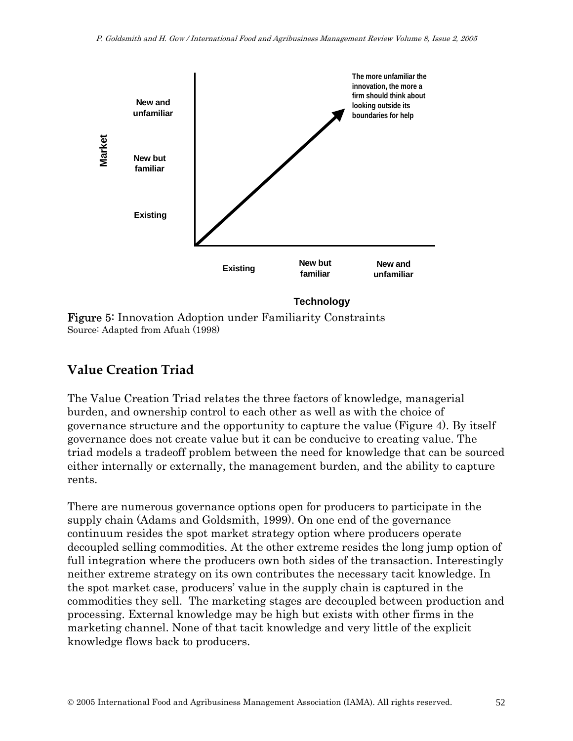Market

New and unfamiliar

New but familiar

Existing

The more unfamiliar the innovation, the more a firm should think about looking outside its boundaries for help

Existing | New but familiar | New and unfamiliar

Technology

**Figure 5:** Innovation Adoption under Familiarity Constraints
Source: Adapted from Afuah (1998)

## Value Creation Triad

The Value Creation Triad relates the three factors of knowledge, managerial burden, and ownership control to each other as well as with the choice of governance structure and the opportunity to capture the value (Figure 4). By itself governance does not create value but it can be conducive to creating value. The triad models a tradeoff problem between the need for knowledge that can be sourced either internally or externally, the management burden, and the ability to capture rents.

There are numerous governance options open for producers to participate in the supply chain (Adams and Goldsmith, 1999). On one end of the governance continuum resides the spot market strategy option where producers operate decoupled selling commodities. At the other extreme resides the long jump option of full integration where the producers own both sides of the transaction. Interestingly neither extreme strategy on its own contributes the necessary tacit knowledge. In the spot market case, producers' value in the supply chain is captured in the commodities they sell. The marketing stages are decoupled between production and processing. External knowledge may be high but exists with other firms in the marketing channel. None of that tacit knowledge and very little of the explicit knowledge flows back to producers.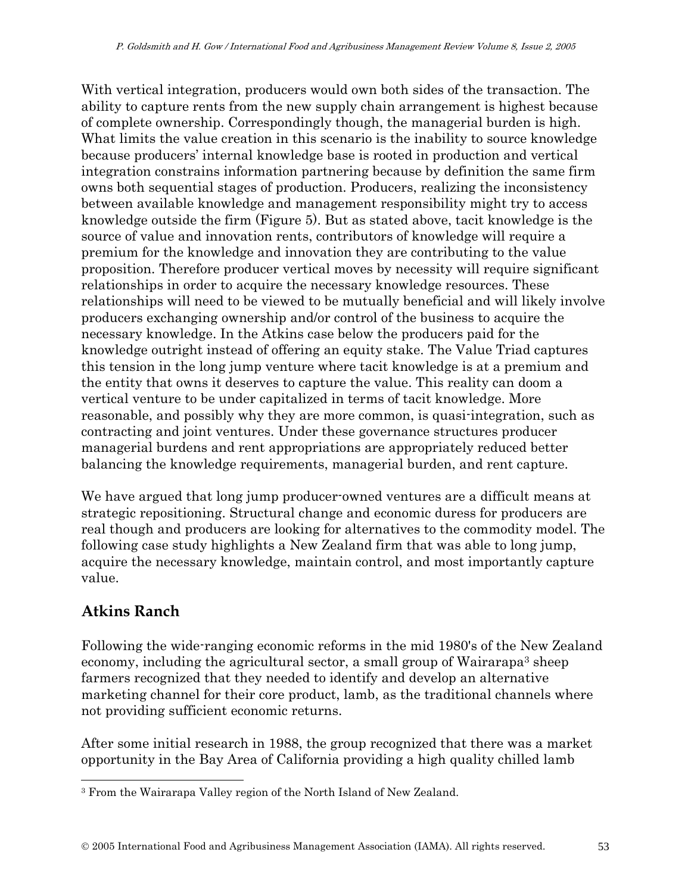With vertical integration, producers would own both sides of the transaction. The ability to capture rents from the new supply chain arrangement is highest because of complete ownership. Correspondingly though, the managerial burden is high. What limits the value creation in this scenario is the inability to source knowledge because producers' internal knowledge base is rooted in production and vertical integration constrains information partnering because by definition the same firm owns both sequential stages of production. Producers, realizing the inconsistency between available knowledge and management responsibility might try to access knowledge outside the firm (Figure 5). But as stated above, tacit knowledge is the source of value and innovation rents, contributors of knowledge will require a premium for the knowledge and innovation they are contributing to the value proposition. Therefore producer vertical moves by necessity will require significant relationships in order to acquire the necessary knowledge resources. These relationships will need to be viewed to be mutually beneficial and will likely involve producers exchanging ownership and/or control of the business to acquire the necessary knowledge. In the Atkins case below the producers paid for the knowledge outright instead of offering an equity stake. The Value Triad captures this tension in the long jump venture where tacit knowledge is at a premium and the entity that owns it deserves to capture the value. This reality can doom a vertical venture to be under capitalized in terms of tacit knowledge. More reasonable, and possibly why they are more common, is quasi-integration, such as contracting and joint ventures. Under these governance structures producer managerial burdens and rent appropriations are appropriately reduced better balancing the knowledge requirements, managerial burden, and rent capture.

We have argued that long jump producer-owned ventures are a difficult means at strategic repositioning. Structural change and economic duress for producers are real though and producers are looking for alternatives to the commodity model. The following case study highlights a New Zealand firm that was able to long jump, acquire the necessary knowledge, maintain control, and most importantly capture value.

## Atkins Ranch

Following the wide-ranging economic reforms in the mid 1980's of the New Zealand economy, including the agricultural sector, a small group of Wairarapa[3] sheep farmers recognized that they needed to identify and develop an alternative marketing channel for their core product, lamb, as the traditional channels where not providing sufficient economic returns.

After some initial research in 1988, the group recognized that there was a market opportunity in the Bay Area of California providing a high quality chilled lamb

[3] From the Wairarapa Valley region of the North Island of New Zealand.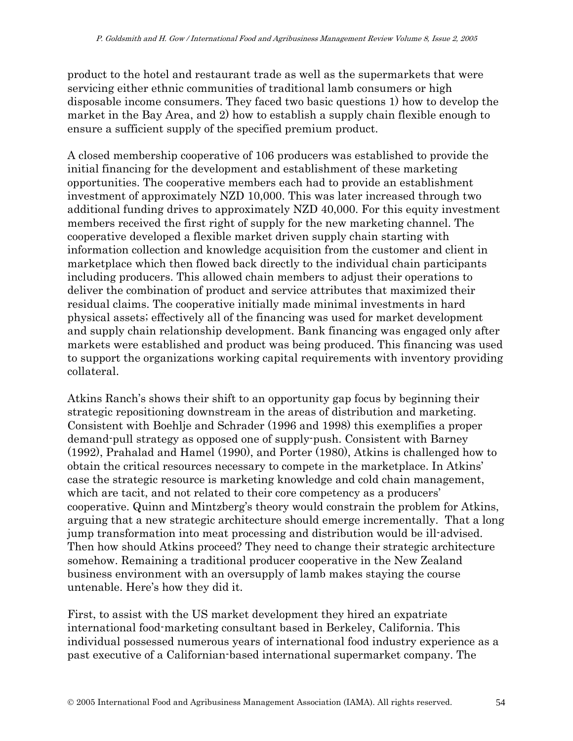product to the hotel and restaurant trade as well as the supermarkets that were servicing either ethnic communities of traditional lamb consumers or high disposable income consumers. They faced two basic questions 1) how to develop the market in the Bay Area, and 2) how to establish a supply chain flexible enough to ensure a sufficient supply of the specified premium product.

A closed membership cooperative of 106 producers was established to provide the initial financing for the development and establishment of these marketing opportunities. The cooperative members each had to provide an establishment investment of approximately NZD 10,000. This was later increased through two additional funding drives to approximately NZD 40,000. For this equity investment members received the first right of supply for the new marketing channel. The cooperative developed a flexible market driven supply chain starting with information collection and knowledge acquisition from the customer and client in marketplace which then flowed back directly to the individual chain participants including producers. This allowed chain members to adjust their operations to deliver the combination of product and service attributes that maximized their residual claims. The cooperative initially made minimal investments in hard physical assets; effectively all of the financing was used for market development and supply chain relationship development. Bank financing was engaged only after markets were established and product was being produced. This financing was used to support the organizations working capital requirements with inventory providing collateral.

Atkins Ranch's shows their shift to an opportunity gap focus by beginning their strategic repositioning downstream in the areas of distribution and marketing. Consistent with Boehlje and Schrader (1996 and 1998) this exemplifies a proper demand-pull strategy as opposed one of supply-push. Consistent with Barney (1992), Prahalad and Hamel (1990), and Porter (1980), Atkins is challenged how to obtain the critical resources necessary to compete in the marketplace. In Atkins' case the strategic resource is marketing knowledge and cold chain management, which are tacit, and not related to their core competency as a producers' cooperative. Quinn and Mintzberg's theory would constrain the problem for Atkins, arguing that a new strategic architecture should emerge incrementally. That a long jump transformation into meat processing and distribution would be ill-advised. Then how should Atkins proceed? They need to change their strategic architecture somehow. Remaining a traditional producer cooperative in the New Zealand business environment with an oversupply of lamb makes staying the course untenable. Here's how they did it.

First, to assist with the US market development they hired an expatriate international food-marketing consultant based in Berkeley, California. This individual possessed numerous years of international food industry experience as a past executive of a Californian-based international supermarket company. The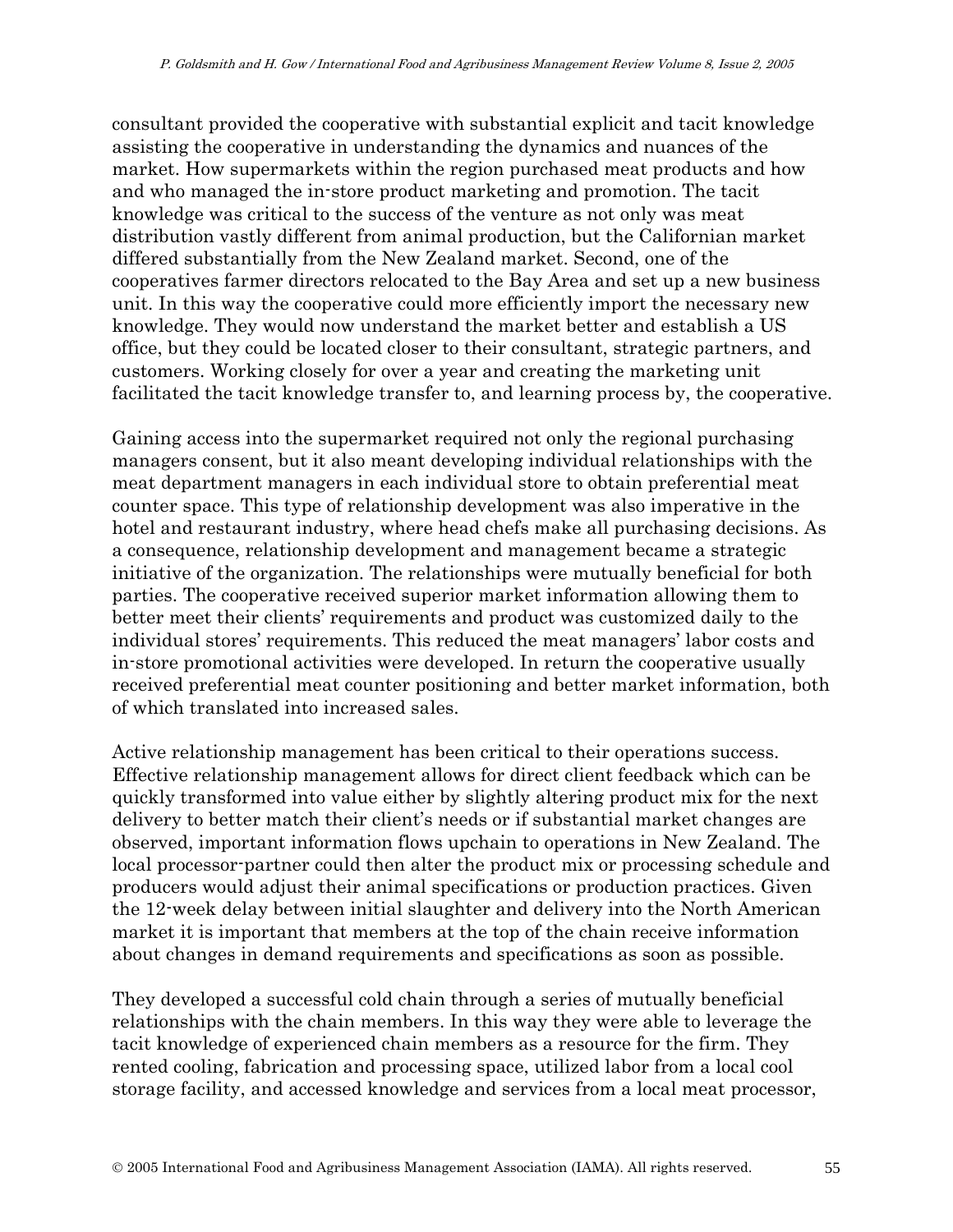consultant provided the cooperative with substantial explicit and tacit knowledge assisting the cooperative in understanding the dynamics and nuances of the market. How supermarkets within the region purchased meat products and how and who managed the in-store product marketing and promotion. The tacit knowledge was critical to the success of the venture as not only was meat distribution vastly different from animal production, but the Californian market differed substantially from the New Zealand market. Second, one of the cooperatives farmer directors relocated to the Bay Area and set up a new business unit. In this way the cooperative could more efficiently import the necessary new knowledge. They would now understand the market better and establish a US office, but they could be located closer to their consultant, strategic partners, and customers. Working closely for over a year and creating the marketing unit facilitated the tacit knowledge transfer to, and learning process by, the cooperative.

Gaining access into the supermarket required not only the regional purchasing managers consent, but it also meant developing individual relationships with the meat department managers in each individual store to obtain preferential meat counter space. This type of relationship development was also imperative in the hotel and restaurant industry, where head chefs make all purchasing decisions. As a consequence, relationship development and management became a strategic initiative of the organization. The relationships were mutually beneficial for both parties. The cooperative received superior market information allowing them to better meet their clients' requirements and product was customized daily to the individual stores' requirements. This reduced the meat managers' labor costs and in-store promotional activities were developed. In return the cooperative usually received preferential meat counter positioning and better market information, both of which translated into increased sales.

Active relationship management has been critical to their operations success. Effective relationship management allows for direct client feedback which can be quickly transformed into value either by slightly altering product mix for the next delivery to better match their client's needs or if substantial market changes are observed, important information flows upchain to operations in New Zealand. The local processor-partner could then alter the product mix or processing schedule and producers would adjust their animal specifications or production practices. Given the 12-week delay between initial slaughter and delivery into the North American market it is important that members at the top of the chain receive information about changes in demand requirements and specifications as soon as possible.

They developed a successful cold chain through a series of mutually beneficial relationships with the chain members. In this way they were able to leverage the tacit knowledge of experienced chain members as a resource for the firm. They rented cooling, fabrication and processing space, utilized labor from a local cool storage facility, and accessed knowledge and services from a local meat processor,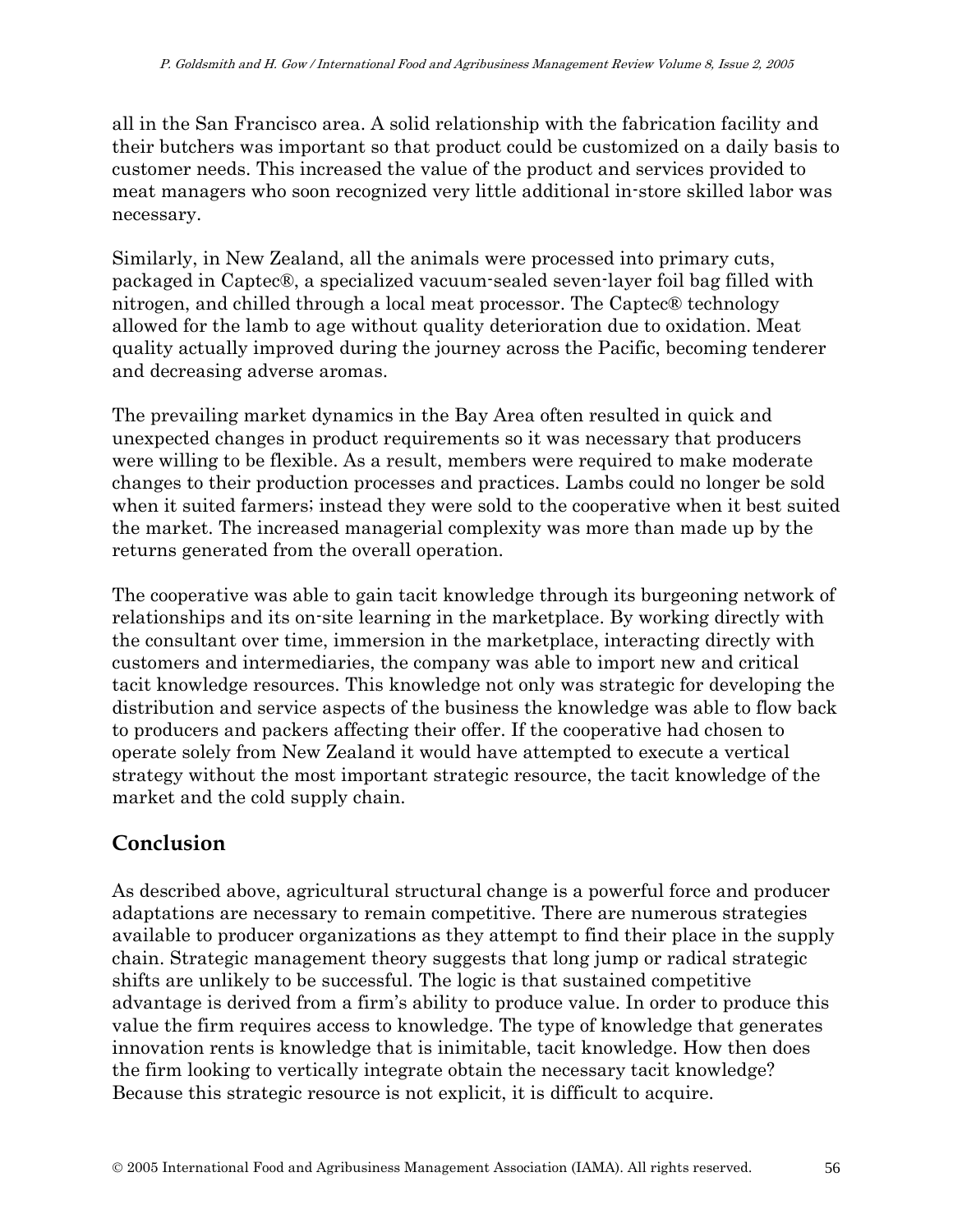all in the San Francisco area. A solid relationship with the fabrication facility and their butchers was important so that product could be customized on a daily basis to customer needs. This increased the value of the product and services provided to meat managers who soon recognized very little additional in-store skilled labor was necessary.

Similarly, in New Zealand, all the animals were processed into primary cuts, packaged in Captec®, a specialized vacuum-sealed seven-layer foil bag filled with nitrogen, and chilled through a local meat processor. The Captec® technology allowed for the lamb to age without quality deterioration due to oxidation. Meat quality actually improved during the journey across the Pacific, becoming tenderer and decreasing adverse aromas.

The prevailing market dynamics in the Bay Area often resulted in quick and unexpected changes in product requirements so it was necessary that producers were willing to be flexible. As a result, members were required to make moderate changes to their production processes and practices. Lambs could no longer be sold when it suited farmers; instead they were sold to the cooperative when it best suited the market. The increased managerial complexity was more than made up by the returns generated from the overall operation.

The cooperative was able to gain tacit knowledge through its burgeoning network of relationships and its on-site learning in the marketplace. By working directly with the consultant over time, immersion in the marketplace, interacting directly with customers and intermediaries, the company was able to import new and critical tacit knowledge resources. This knowledge not only was strategic for developing the distribution and service aspects of the business the knowledge was able to flow back to producers and packers affecting their offer. If the cooperative had chosen to operate solely from New Zealand it would have attempted to execute a vertical strategy without the most important strategic resource, the tacit knowledge of the market and the cold supply chain.

## Conclusion

As described above, agricultural structural change is a powerful force and producer adaptations are necessary to remain competitive. There are numerous strategies available to producer organizations as they attempt to find their place in the supply chain. Strategic management theory suggests that long jump or radical strategic shifts are unlikely to be successful. The logic is that sustained competitive advantage is derived from a firm's ability to produce value. In order to produce this value the firm requires access to knowledge. The type of knowledge that generates innovation rents is knowledge that is inimitable, tacit knowledge. How then does the firm looking to vertically integrate obtain the necessary tacit knowledge? Because this strategic resource is not explicit, it is difficult to acquire.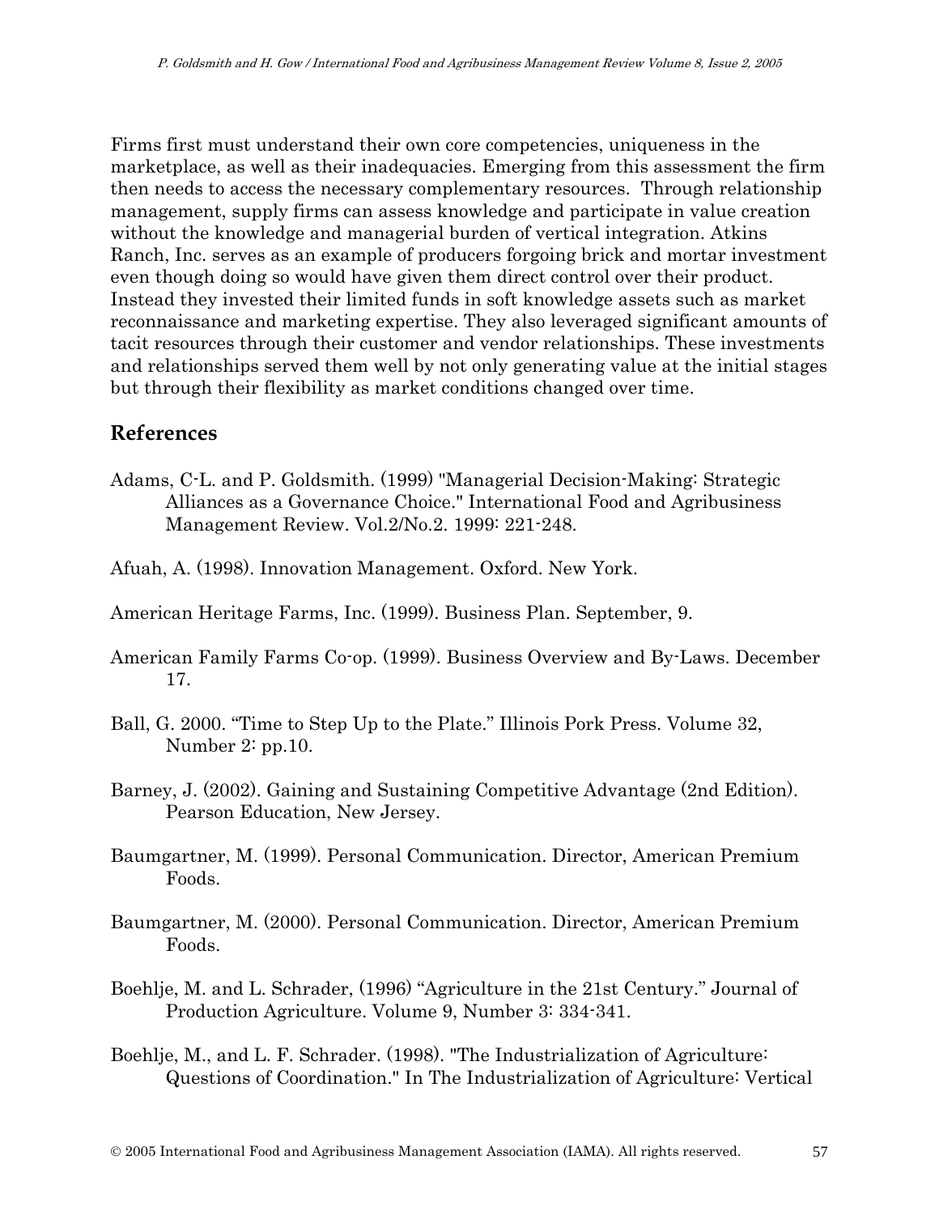Firms first must understand their own core competencies, uniqueness in the marketplace, as well as their inadequacies. Emerging from this assessment the firm then needs to access the necessary complementary resources. Through relationship management, supply firms can assess knowledge and participate in value creation without the knowledge and managerial burden of vertical integration. Atkins Ranch, Inc. serves as an example of producers forgoing brick and mortar investment even though doing so would have given them direct control over their product. Instead they invested their limited funds in soft knowledge assets such as market reconnaissance and marketing expertise. They also leveraged significant amounts of tacit resources through their customer and vendor relationships. These investments and relationships served them well by not only generating value at the initial stages but through their flexibility as market conditions changed over time.

## References

Adams, C-L. and P. Goldsmith. (1999) "Managerial Decision-Making: Strategic Alliances as a Governance Choice." International Food and Agribusiness Management Review. Vol.2/No.2. 1999: 221-248.

Afuah, A. (1998). Innovation Management. Oxford. New York.

American Heritage Farms, Inc. (1999). Business Plan. September, 9.

American Family Farms Co-op. (1999). Business Overview and By-Laws. December 17.

Ball, G. 2000. "Time to Step Up to the Plate." Illinois Pork Press. Volume 32, Number 2: pp.10.

Barney, J. (2002). Gaining and Sustaining Competitive Advantage (2nd Edition). Pearson Education, New Jersey.

Baumgartner, M. (1999). Personal Communication. Director, American Premium Foods.

Baumgartner, M. (2000). Personal Communication. Director, American Premium Foods.

Boehlje, M. and L. Schrader, (1996) "Agriculture in the 21st Century." Journal of Production Agriculture. Volume 9, Number 3: 334-341.

Boehlje, M., and L. F. Schrader. (1998). "The Industrialization of Agriculture: Questions of Coordination." In The Industrialization of Agriculture: Vertical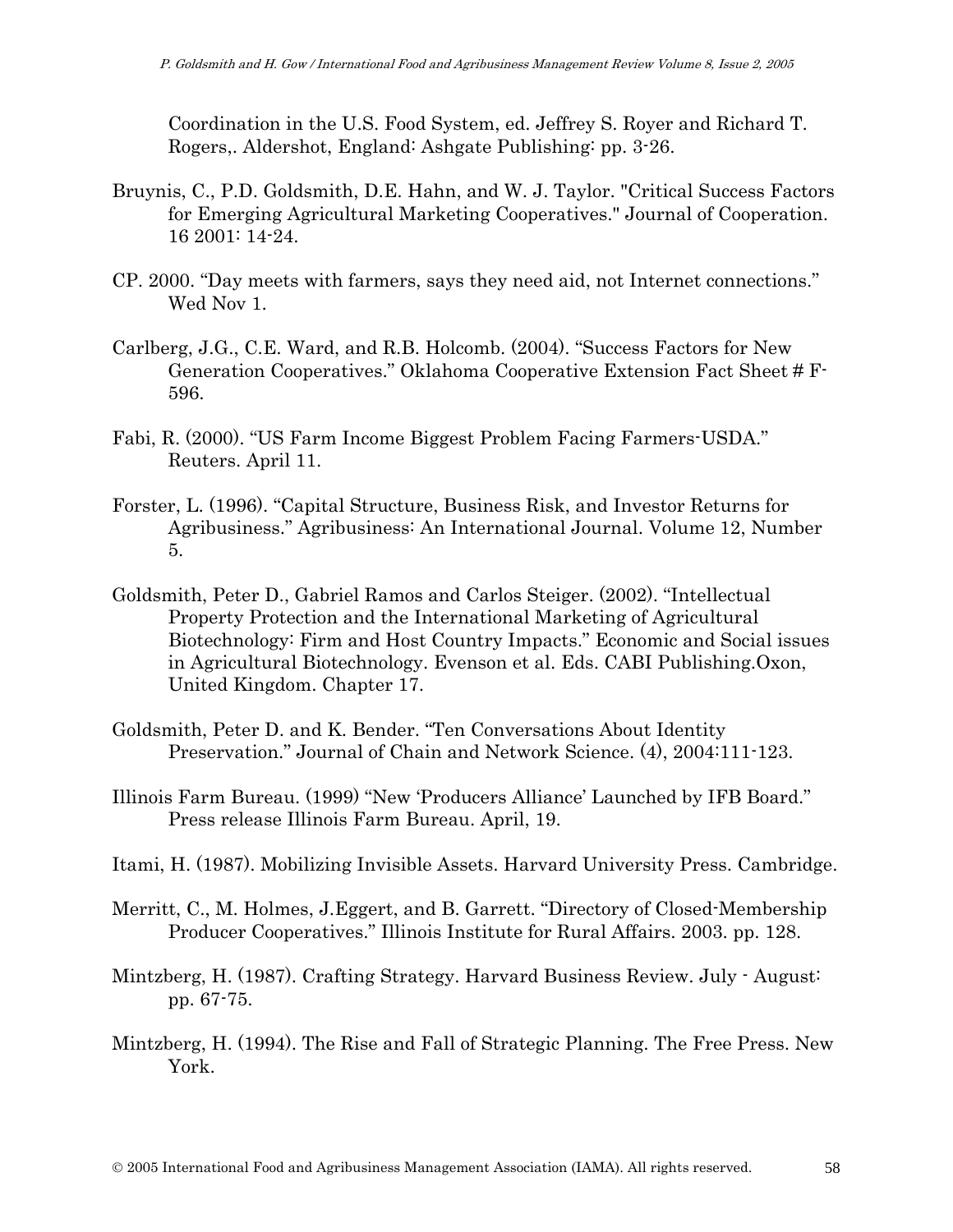Coordination in the U.S. Food System, ed. Jeffrey S. Royer and Richard T. Rogers,. Aldershot, England: Ashgate Publishing: pp. 3-26.

Bruynis, C., P.D. Goldsmith, D.E. Hahn, and W. J. Taylor. "Critical Success Factors for Emerging Agricultural Marketing Cooperatives." Journal of Cooperation. 16 2001: 14-24.

CP. 2000. "Day meets with farmers, says they need aid, not Internet connections." Wed Nov 1.

Carlberg, J.G., C.E. Ward, and R.B. Holcomb. (2004). "Success Factors for New Generation Cooperatives." Oklahoma Cooperative Extension Fact Sheet # F-596.

Fabi, R. (2000). "US Farm Income Biggest Problem Facing Farmers-USDA." Reuters. April 11.

Forster, L. (1996). "Capital Structure, Business Risk, and Investor Returns for Agribusiness." Agribusiness: An International Journal. Volume 12, Number 5.

Goldsmith, Peter D., Gabriel Ramos and Carlos Steiger. (2002). "Intellectual Property Protection and the International Marketing of Agricultural Biotechnology: Firm and Host Country Impacts." Economic and Social issues in Agricultural Biotechnology. Evenson et al. Eds. CABI Publishing.Oxon, United Kingdom. Chapter 17.

Goldsmith, Peter D. and K. Bender. "Ten Conversations About Identity Preservation." Journal of Chain and Network Science. (4), 2004:111-123.

Illinois Farm Bureau. (1999) "New 'Producers Alliance' Launched by IFB Board." Press release Illinois Farm Bureau. April, 19.

Itami, H. (1987). Mobilizing Invisible Assets. Harvard University Press. Cambridge.

Merritt, C., M. Holmes, J.Eggert, and B. Garrett. "Directory of Closed-Membership Producer Cooperatives." Illinois Institute for Rural Affairs. 2003. pp. 128.

Mintzberg, H. (1987). Crafting Strategy. Harvard Business Review. July - August: pp. 67-75.

Mintzberg, H. (1994). The Rise and Fall of Strategic Planning. The Free Press. New York.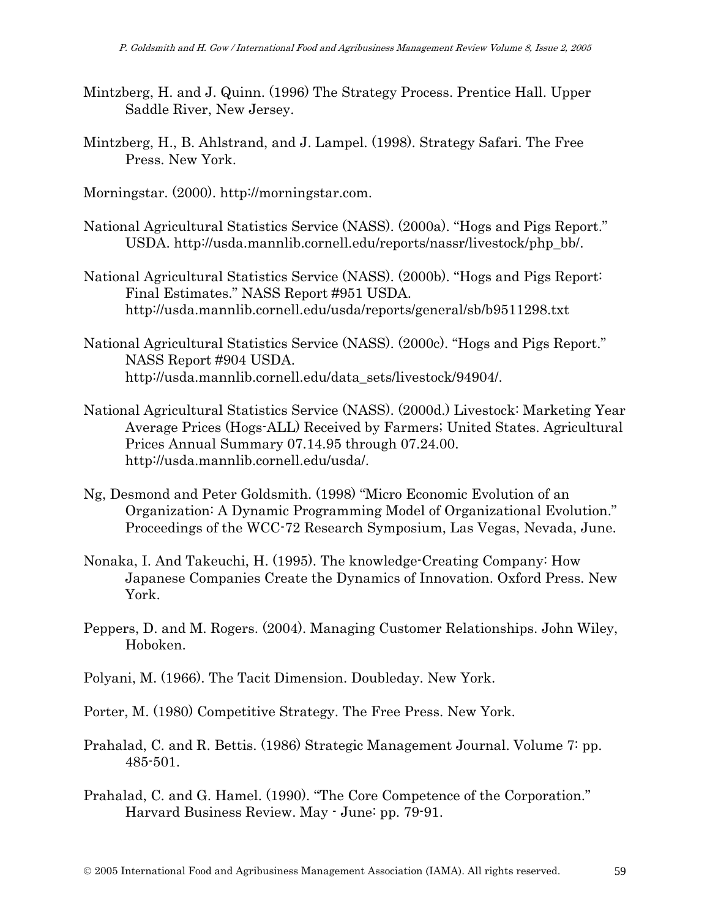Mintzberg, H. and J. Quinn. (1996) The Strategy Process. Prentice Hall. Upper Saddle River, New Jersey.

Mintzberg, H., B. Ahlstrand, and J. Lampel. (1998). Strategy Safari. The Free Press. New York.

Morningstar. (2000). http://morningstar.com.

National Agricultural Statistics Service (NASS). (2000a). "Hogs and Pigs Report." USDA. http://usda.mannlib.cornell.edu/reports/nassr/livestock/php_bb/.

National Agricultural Statistics Service (NASS). (2000b). "Hogs and Pigs Report: Final Estimates." NASS Report #951 USDA. http://usda.mannlib.cornell.edu/usda/reports/general/sb/b9511298.txt

National Agricultural Statistics Service (NASS). (2000c). "Hogs and Pigs Report." NASS Report #904 USDA. http://usda.mannlib.cornell.edu/data_sets/livestock/94904/.

National Agricultural Statistics Service (NASS). (2000d.) Livestock: Marketing Year Average Prices (Hogs-ALL) Received by Farmers; United States. Agricultural Prices Annual Summary 07.14.95 through 07.24.00. http://usda.mannlib.cornell.edu/usda/.

Ng, Desmond and Peter Goldsmith. (1998) "Micro Economic Evolution of an Organization: A Dynamic Programming Model of Organizational Evolution." Proceedings of the WCC-72 Research Symposium, Las Vegas, Nevada, June.

Nonaka, I. And Takeuchi, H. (1995). The knowledge-Creating Company: How Japanese Companies Create the Dynamics of Innovation. Oxford Press. New York.

Peppers, D. and M. Rogers. (2004). Managing Customer Relationships. John Wiley, Hoboken.

Polyani, M. (1966). The Tacit Dimension. Doubleday. New York.

Porter, M. (1980) Competitive Strategy. The Free Press. New York.

Prahalad, C. and R. Bettis. (1986) Strategic Management Journal. Volume 7: pp. 485-501.

Prahalad, C. and G. Hamel. (1990). "The Core Competence of the Corporation." Harvard Business Review. May - June: pp. 79-91.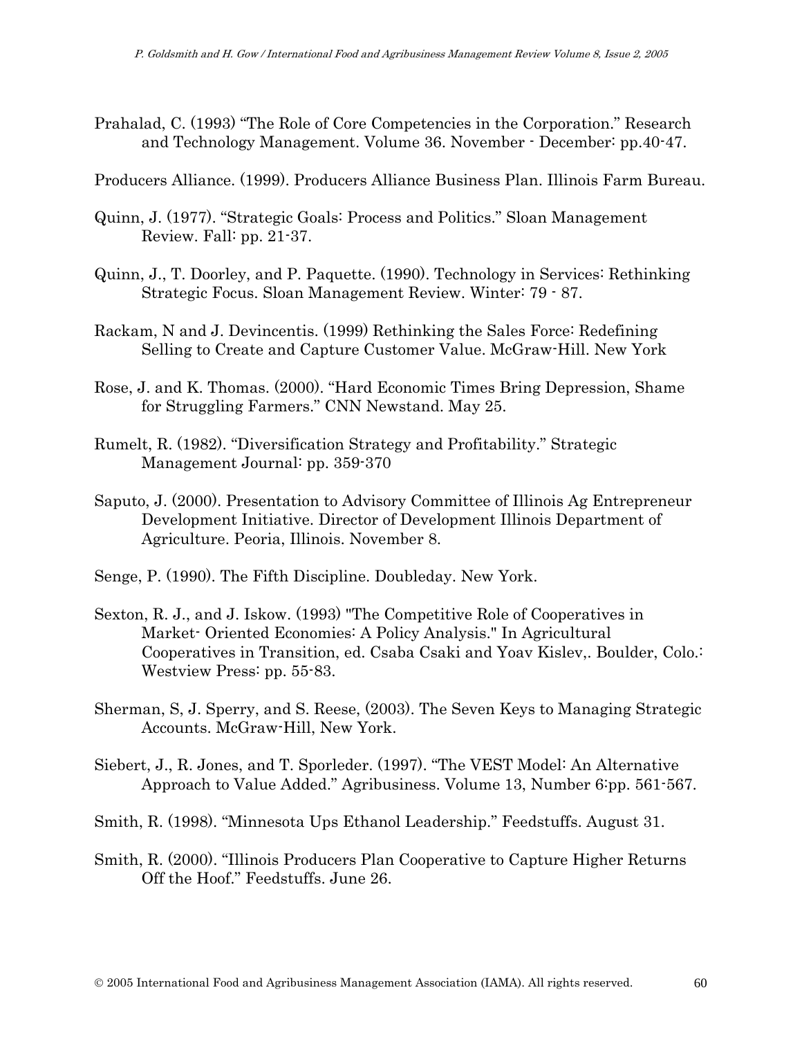Prahalad, C. (1993) "The Role of Core Competencies in the Corporation." Research and Technology Management. Volume 36. November - December: pp.40-47.

Producers Alliance. (1999). Producers Alliance Business Plan. Illinois Farm Bureau.

Quinn, J. (1977). "Strategic Goals: Process and Politics." Sloan Management Review. Fall: pp. 21-37.

Quinn, J., T. Doorley, and P. Paquette. (1990). Technology in Services: Rethinking Strategic Focus. Sloan Management Review. Winter: 79 - 87.

Rackam, N and J. Devincentis. (1999) Rethinking the Sales Force: Redefining Selling to Create and Capture Customer Value. McGraw-Hill. New York

Rose, J. and K. Thomas. (2000). "Hard Economic Times Bring Depression, Shame for Struggling Farmers." CNN Newstand. May 25.

Rumelt, R. (1982). "Diversification Strategy and Profitability." Strategic Management Journal: pp. 359-370

Saputo, J. (2000). Presentation to Advisory Committee of Illinois Ag Entrepreneur Development Initiative. Director of Development Illinois Department of Agriculture. Peoria, Illinois. November 8.

Senge, P. (1990). The Fifth Discipline. Doubleday. New York.

Sexton, R. J., and J. Iskow. (1993) "The Competitive Role of Cooperatives in Market- Oriented Economies: A Policy Analysis." In Agricultural Cooperatives in Transition, ed. Csaba Csaki and Yoav Kislev,. Boulder, Colo.: Westview Press: pp. 55-83.

Sherman, S, J. Sperry, and S. Reese, (2003). The Seven Keys to Managing Strategic Accounts. McGraw-Hill, New York.

Siebert, J., R. Jones, and T. Sporleder. (1997). "The VEST Model: An Alternative Approach to Value Added." Agribusiness. Volume 13, Number 6:pp. 561-567.

Smith, R. (1998). "Minnesota Ups Ethanol Leadership." Feedstuffs. August 31.

Smith, R. (2000). "Illinois Producers Plan Cooperative to Capture Higher Returns Off the Hoof." Feedstuffs. June 26.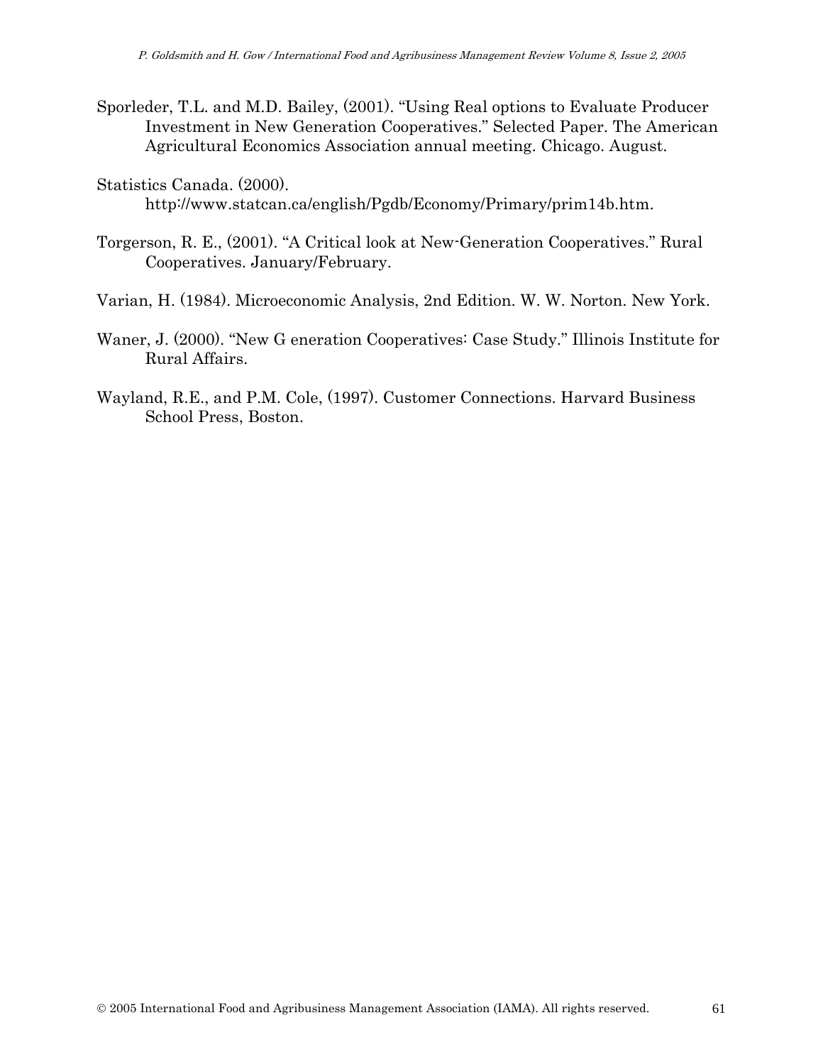Sporleder, T.L. and M.D. Bailey, (2001). "Using Real options to Evaluate Producer Investment in New Generation Cooperatives." Selected Paper. The American Agricultural Economics Association annual meeting. Chicago. August.

Statistics Canada. (2000). http://www.statcan.ca/english/Pgdb/Economy/Primary/prim14b.htm.

Torgerson, R. E., (2001). "A Critical look at New-Generation Cooperatives." Rural Cooperatives. January/February.

Varian, H. (1984). Microeconomic Analysis, 2nd Edition. W. W. Norton. New York.

Waner, J. (2000). "New G eneration Cooperatives: Case Study." Illinois Institute for Rural Affairs.

Wayland, R.E., and P.M. Cole, (1997). Customer Connections. Harvard Business School Press, Boston.